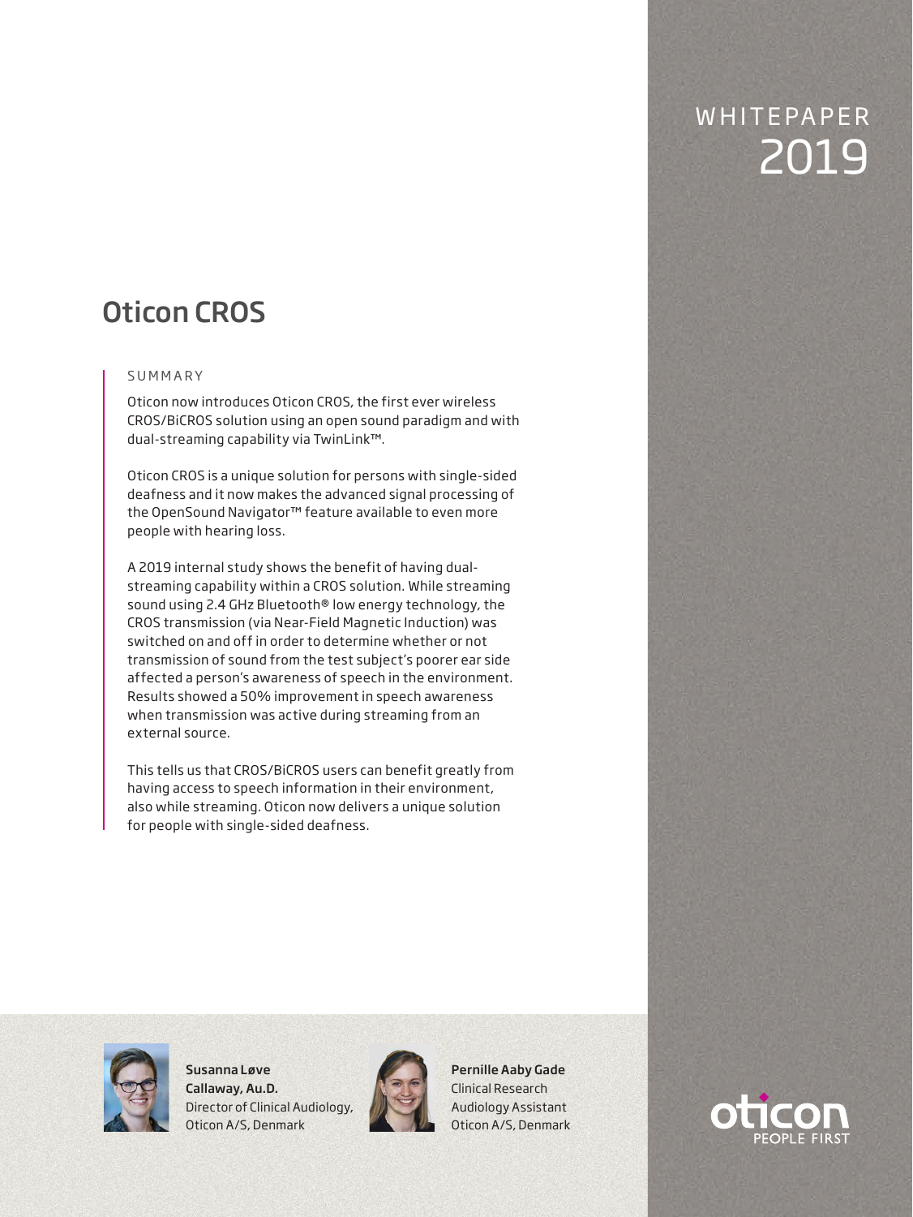WHITEPAPER 2019

# Oticon CROS

## SUMMARY

Oticon now introduces Oticon CROS, the first ever wireless CROS/BiCROS solution using an open sound paradigm and with dual-streaming capability via TwinLink™.

Oticon CROS is a unique solution for persons with single-sided deafness and it now makes the advanced signal processing of the OpenSound Navigator™ feature available to even more people with hearing loss.

A 2019 internal study shows the benefit of having dual-streaming capability within a CROS solution. While streaming sound using 2.4 GHz Bluetooth® low energy technology, the CROS transmission (via Near-Field Magnetic Induction) was switched on and off in order to determine whether or not transmission of sound from the test subject's poorer ear side affected a person's awareness of speech in the environment. Results showed a 50% improvement in speech awareness when transmission was active during streaming from an external source.

This tells us that CROS/BiCROS users can benefit greatly from having access to speech information in their environment, also while streaming. Oticon now delivers a unique solution for people with single-sided deafness.

**Susanna Løve Callaway, Au.D.**
Director of Clinical Audiology,
Oticon A/S, Denmark

**Pernille Aaby Gade**
Clinical Research Audiology Assistant
Oticon A/S, Denmark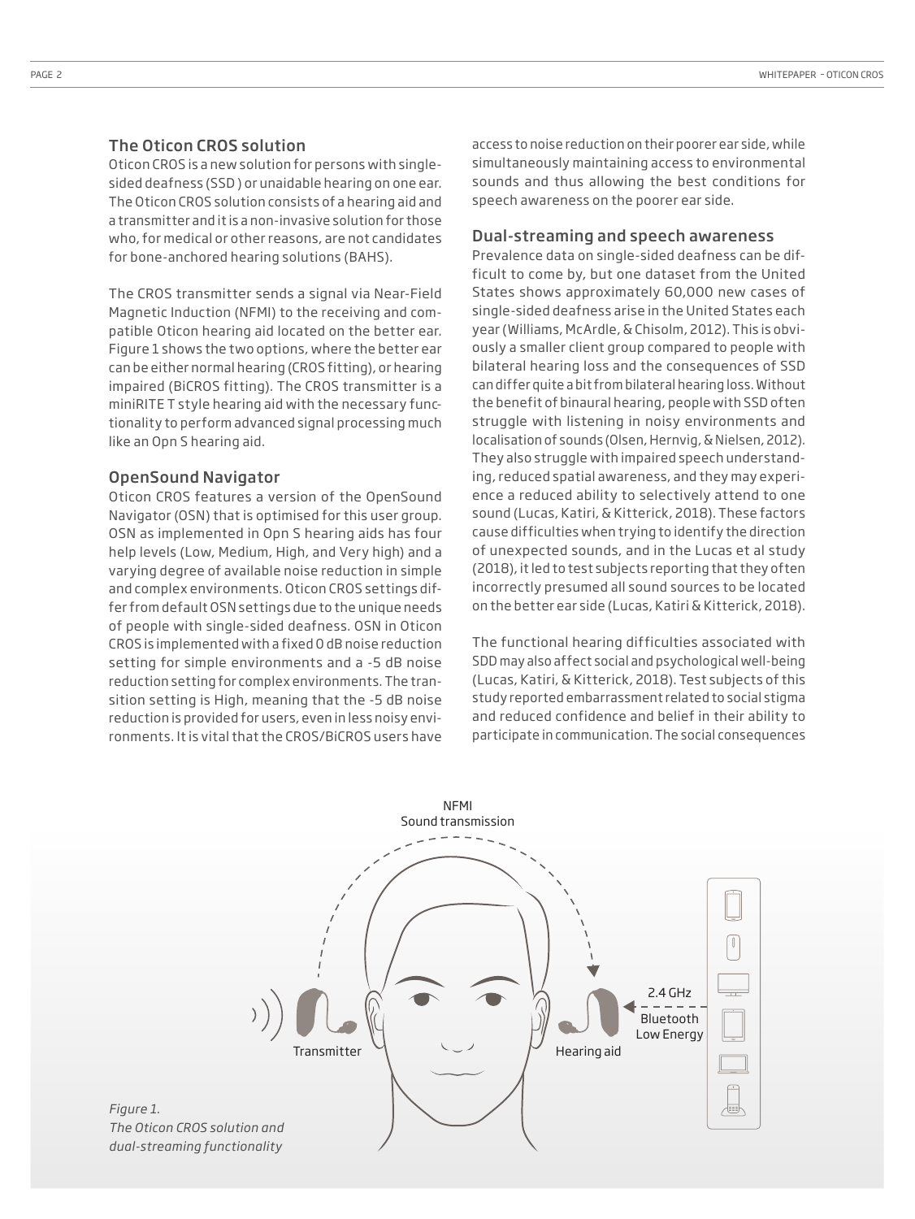## The Oticon CROS solution

Oticon CROS is a new solution for persons with single-sided deafness (SSD ) or unaidable hearing on one ear. The Oticon CROS solution consists of a hearing aid and a transmitter and it is a non-invasive solution for those who, for medical or other reasons, are not candidates for bone-anchored hearing solutions (BAHS).

The CROS transmitter sends a signal via Near-Field Magnetic Induction (NFMI) to the receiving and compatible Oticon hearing aid located on the better ear. Figure 1 shows the two options, where the better ear can be either normal hearing (CROS fitting), or hearing impaired (BiCROS fitting). The CROS transmitter is a miniRITE T style hearing aid with the necessary functionality to perform advanced signal processing much like an Opn S hearing aid.

## OpenSound Navigator

Oticon CROS features a version of the OpenSound Navigator (OSN) that is optimised for this user group. OSN as implemented in Opn S hearing aids has four help levels (Low, Medium, High, and Very high) and a varying degree of available noise reduction in simple and complex environments. Oticon CROS settings differ from default OSN settings due to the unique needs of people with single-sided deafness. OSN in Oticon CROS is implemented with a fixed 0 dB noise reduction setting for simple environments and a -5 dB noise reduction setting for complex environments. The transition setting is High, meaning that the -5 dB noise reduction is provided for users, even in less noisy environments. It is vital that the CROS/BiCROS users have access to noise reduction on their poorer ear side, while simultaneously maintaining access to environmental sounds and thus allowing the best conditions for speech awareness on the poorer ear side.

## Dual-streaming and speech awareness

Prevalence data on single-sided deafness can be difficult to come by, but one dataset from the United States shows approximately 60,000 new cases of single-sided deafness arise in the United States each year (Williams, McArdle, & Chisolm, 2012). This is obviously a smaller client group compared to people with bilateral hearing loss and the consequences of SSD can differ quite a bit from bilateral hearing loss. Without the benefit of binaural hearing, people with SSD often struggle with listening in noisy environments and localisation of sounds (Olsen, Hernvig, & Nielsen, 2012). They also struggle with impaired speech understanding, reduced spatial awareness, and they may experience a reduced ability to selectively attend to one sound (Lucas, Katiri, & Kitterick, 2018). These factors cause difficulties when trying to identify the direction of unexpected sounds, and in the Lucas et al study (2018), it led to test subjects reporting that they often incorrectly presumed all sound sources to be located on the better ear side (Lucas, Katiri & Kitterick, 2018).

The functional hearing difficulties associated with SDD may also affect social and psychological well-being (Lucas, Katiri, & Kitterick, 2018). Test subjects of this study reported embarrassment related to social stigma and reduced confidence and belief in their ability to participate in communication. The social consequences

NFMI Sound transmission

Transmitter

Hearing aid

2.4 GHz

Bluetooth Low Energy

*Figure 1.*
*The Oticon CROS solution and dual-streaming functionality*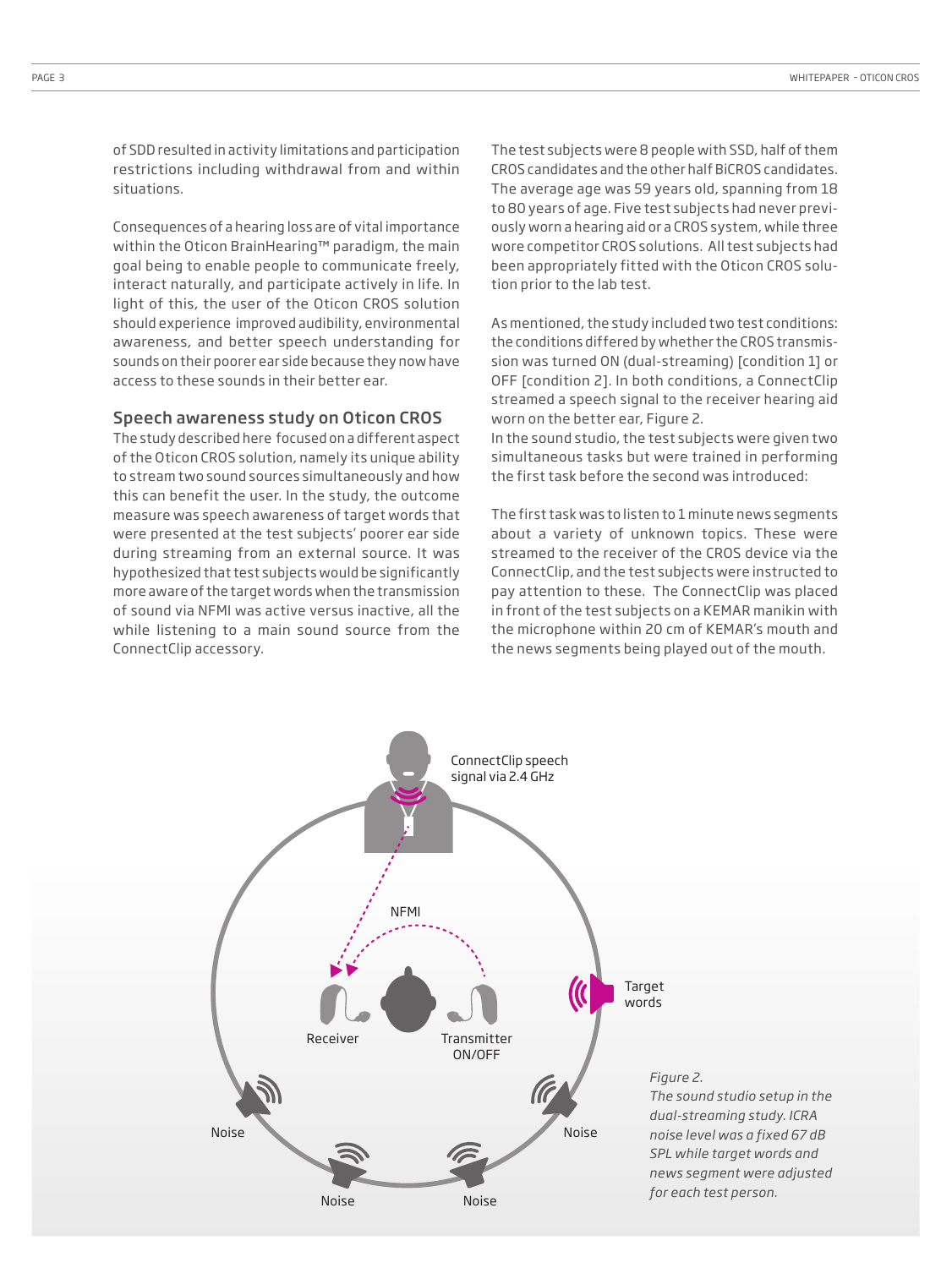of SDD resulted in activity limitations and participation restrictions including withdrawal from and within situations.

Consequences of a hearing loss are of vital importance within the Oticon BrainHearing™ paradigm, the main goal being to enable people to communicate freely, interact naturally, and participate actively in life. In light of this, the user of the Oticon CROS solution should experience improved audibility, environmental awareness, and better speech understanding for sounds on their poorer ear side because they now have access to these sounds in their better ear.

## Speech awareness study on Oticon CROS

The study described here focused on a different aspect of the Oticon CROS solution, namely its unique ability to stream two sound sources simultaneously and how this can benefit the user. In the study, the outcome measure was speech awareness of target words that were presented at the test subjects' poorer ear side during streaming from an external source. It was hypothesized that test subjects would be significantly more aware of the target words when the transmission of sound via NFMI was active versus inactive, all the while listening to a main sound source from the ConnectClip accessory.

The test subjects were 8 people with SSD, half of them CROS candidates and the other half BiCROS candidates. The average age was 59 years old, spanning from 18 to 80 years of age. Five test subjects had never previously worn a hearing aid or a CROS system, while three wore competitor CROS solutions. All test subjects had been appropriately fitted with the Oticon CROS solution prior to the lab test.

As mentioned, the study included two test conditions: the conditions differed by whether the CROS transmission was turned ON (dual-streaming) [condition 1] or OFF [condition 2]. In both conditions, a ConnectClip streamed a speech signal to the receiver hearing aid worn on the better ear, Figure 2.
In the sound studio, the test subjects were given two simultaneous tasks but were trained in performing the first task before the second was introduced:

The first task was to listen to 1 minute news segments about a variety of unknown topics. These were streamed to the receiver of the CROS device via the ConnectClip, and the test subjects were instructed to pay attention to these. The ConnectClip was placed in front of the test subjects on a KEMAR manikin with the microphone within 20 cm of KEMAR's mouth and the news segments being played out of the mouth.

ConnectClip speech signal via 2.4 GHz

NFMI

Receiver

Transmitter ON/OFF

Target words

Noise

Noise

Noise

Noise

*Figure 2.*
*The sound studio setup in the dual-streaming study. ICRA noise level was a fixed 67 dB SPL while target words and news segment were adjusted for each test person.*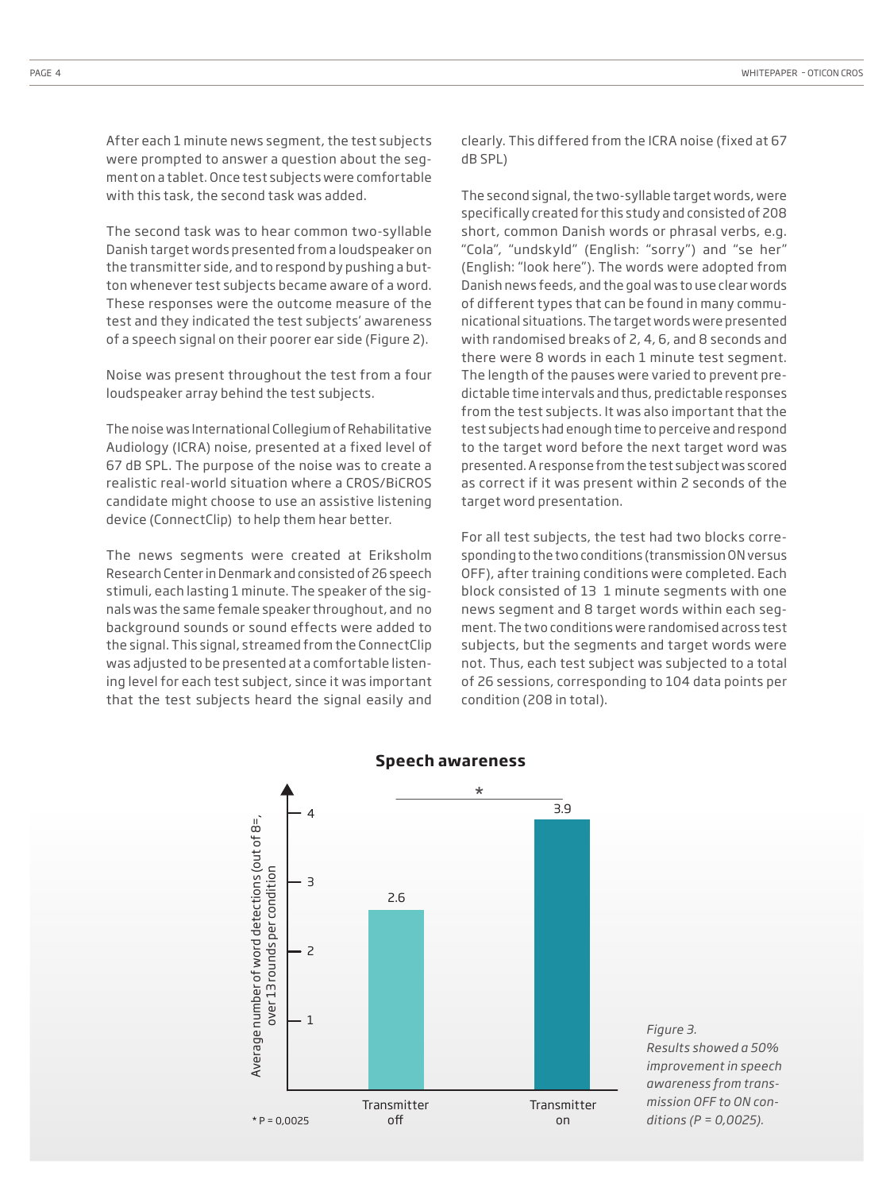After each 1 minute news segment, the test subjects were prompted to answer a question about the segment on a tablet. Once test subjects were comfortable with this task, the second task was added.

The second task was to hear common two-syllable Danish target words presented from a loudspeaker on the transmitter side, and to respond by pushing a button whenever test subjects became aware of a word. These responses were the outcome measure of the test and they indicated the test subjects' awareness of a speech signal on their poorer ear side (Figure 2).

Noise was present throughout the test from a four loudspeaker array behind the test subjects.

The noise was International Collegium of Rehabilitative Audiology (ICRA) noise, presented at a fixed level of 67 dB SPL. The purpose of the noise was to create a realistic real-world situation where a CROS/BiCROS candidate might choose to use an assistive listening device (ConnectClip) to help them hear better.

The news segments were created at Eriksholm Research Center in Denmark and consisted of 26 speech stimuli, each lasting 1 minute. The speaker of the signals was the same female speaker throughout, and no background sounds or sound effects were added to the signal. This signal, streamed from the ConnectClip was adjusted to be presented at a comfortable listening level for each test subject, since it was important that the test subjects heard the signal easily and clearly. This differed from the ICRA noise (fixed at 67 dB SPL)

The second signal, the two-syllable target words, were specifically created for this study and consisted of 208 short, common Danish words or phrasal verbs, e.g. "Cola", "undskyld" (English: "sorry") and "se her" (English: "look here"). The words were adopted from Danish news feeds, and the goal was to use clear words of different types that can be found in many communicational situations. The target words were presented with randomised breaks of 2, 4, 6, and 8 seconds and there were 8 words in each 1 minute test segment. The length of the pauses were varied to prevent predictable time intervals and thus, predictable responses from the test subjects. It was also important that the test subjects had enough time to perceive and respond to the target word before the next target word was presented. A response from the test subject was scored as correct if it was present within 2 seconds of the target word presentation.

For all test subjects, the test had two blocks corresponding to the two conditions (transmission ON versus OFF), after training conditions were completed. Each block consisted of 13 1 minute segments with one news segment and 8 target words within each segment. The two conditions were randomised across test subjects, but the segments and target words were not. Thus, each test subject was subjected to a total of 26 sessions, corresponding to 104 data points per condition (208 in total).

**Speech awareness**

| Condition | Average number of word detections (out of 8=, over 13 rounds per condition |
|---|---|
| Transmitter off | 2.6 |
| Transmitter on | 3.9 |

* P = 0,0025

*Figure 3.*
*Results showed a 50% improvement in speech awareness from transmission OFF to ON conditions (P = 0,0025).*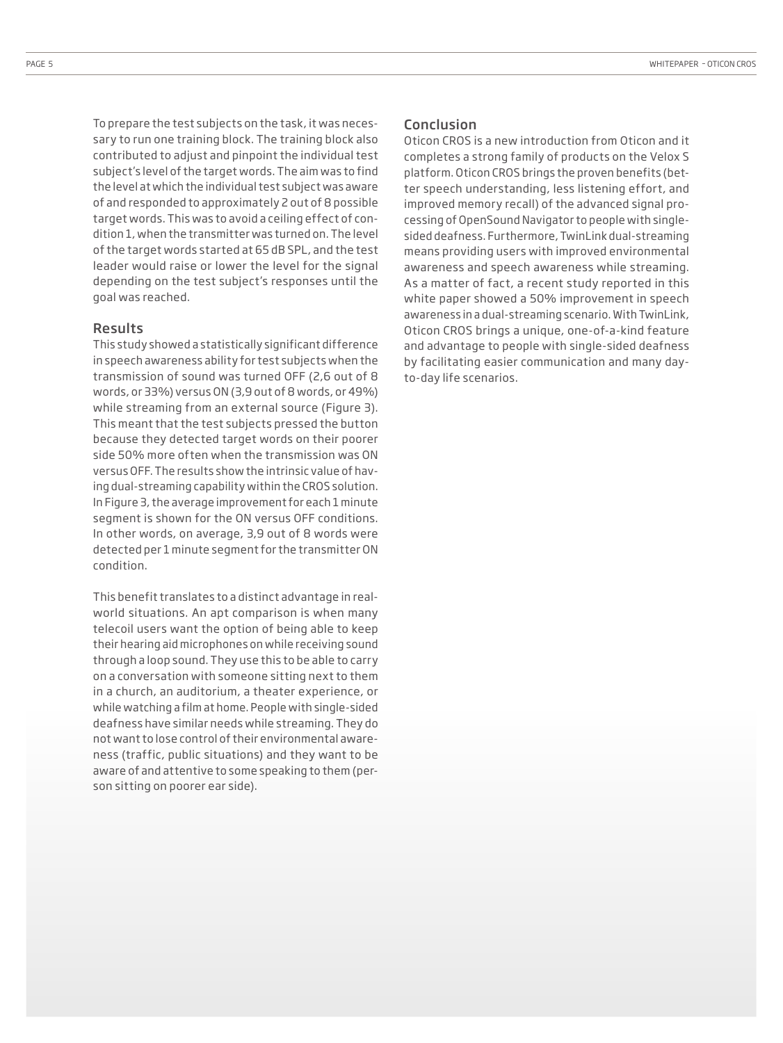To prepare the test subjects on the task, it was necessary to run one training block. The training block also contributed to adjust and pinpoint the individual test subject's level of the target words. The aim was to find the level at which the individual test subject was aware of and responded to approximately 2 out of 8 possible target words. This was to avoid a ceiling effect of condition 1, when the transmitter was turned on. The level of the target words started at 65 dB SPL, and the test leader would raise or lower the level for the signal depending on the test subject's responses until the goal was reached.

## Results

This study showed a statistically significant difference in speech awareness ability for test subjects when the transmission of sound was turned OFF (2,6 out of 8 words, or 33%) versus ON (3,9 out of 8 words, or 49%) while streaming from an external source (Figure 3). This meant that the test subjects pressed the button because they detected target words on their poorer side 50% more often when the transmission was ON versus OFF. The results show the intrinsic value of having dual-streaming capability within the CROS solution. In Figure 3, the average improvement for each 1 minute segment is shown for the ON versus OFF conditions. In other words, on average, 3,9 out of 8 words were detected per 1 minute segment for the transmitter ON condition.

This benefit translates to a distinct advantage in real-world situations. An apt comparison is when many telecoil users want the option of being able to keep their hearing aid microphones on while receiving sound through a loop sound. They use this to be able to carry on a conversation with someone sitting next to them in a church, an auditorium, a theater experience, or while watching a film at home. People with single-sided deafness have similar needs while streaming. They do not want to lose control of their environmental awareness (traffic, public situations) and they want to be aware of and attentive to some speaking to them (person sitting on poorer ear side).

## Conclusion

Oticon CROS is a new introduction from Oticon and it completes a strong family of products on the Velox S platform. Oticon CROS brings the proven benefits (better speech understanding, less listening effort, and improved memory recall) of the advanced signal processing of OpenSound Navigator to people with single-sided deafness. Furthermore, TwinLink dual-streaming means providing users with improved environmental awareness and speech awareness while streaming. As a matter of fact, a recent study reported in this white paper showed a 50% improvement in speech awareness in a dual-streaming scenario. With TwinLink, Oticon CROS brings a unique, one-of-a-kind feature and advantage to people with single-sided deafness by facilitating easier communication and many day-to-day life scenarios.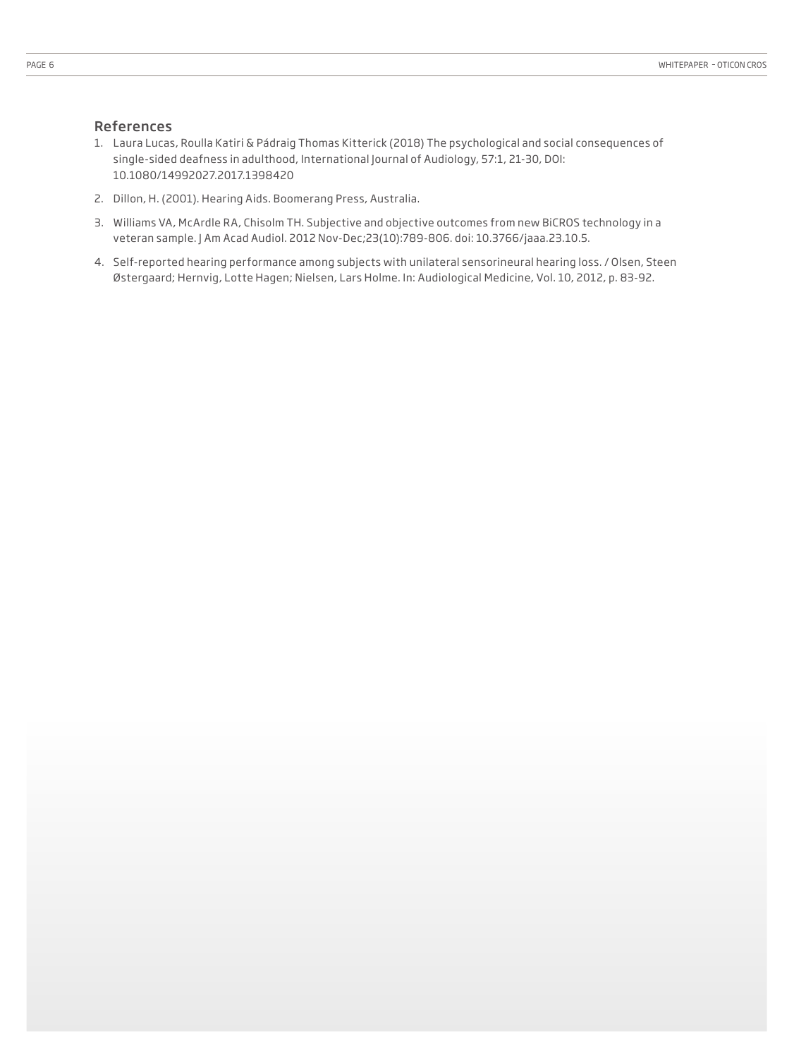## References

1. Laura Lucas, Roulla Katiri & Pádraig Thomas Kitterick (2018) The psychological and social consequences of single-sided deafness in adulthood, International Journal of Audiology, 57:1, 21-30, DOI: 10.1080/14992027.2017.1398420
2. Dillon, H. (2001). Hearing Aids. Boomerang Press, Australia.
3. Williams VA, McArdle RA, Chisolm TH. Subjective and objective outcomes from new BiCROS technology in a veteran sample. J Am Acad Audiol. 2012 Nov-Dec;23(10):789-806. doi: 10.3766/jaaa.23.10.5.
4. Self-reported hearing performance among subjects with unilateral sensorineural hearing loss. / Olsen, Steen Østergaard; Hernvig, Lotte Hagen; Nielsen, Lars Holme. In: Audiological Medicine, Vol. 10, 2012, p. 83-92.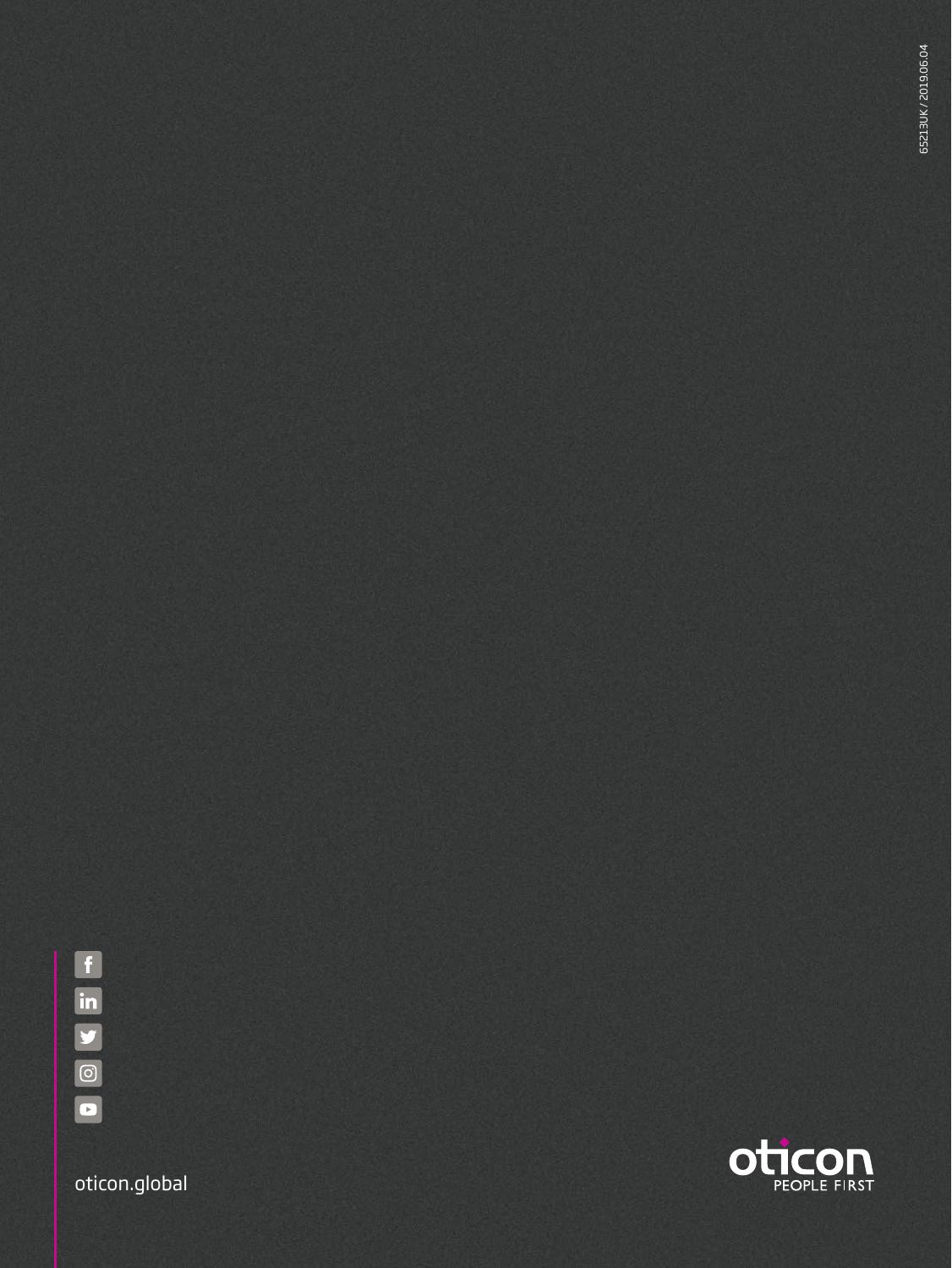65213UK / 2019.06.04

oticon.global

oticon
PEOPLE FIRST